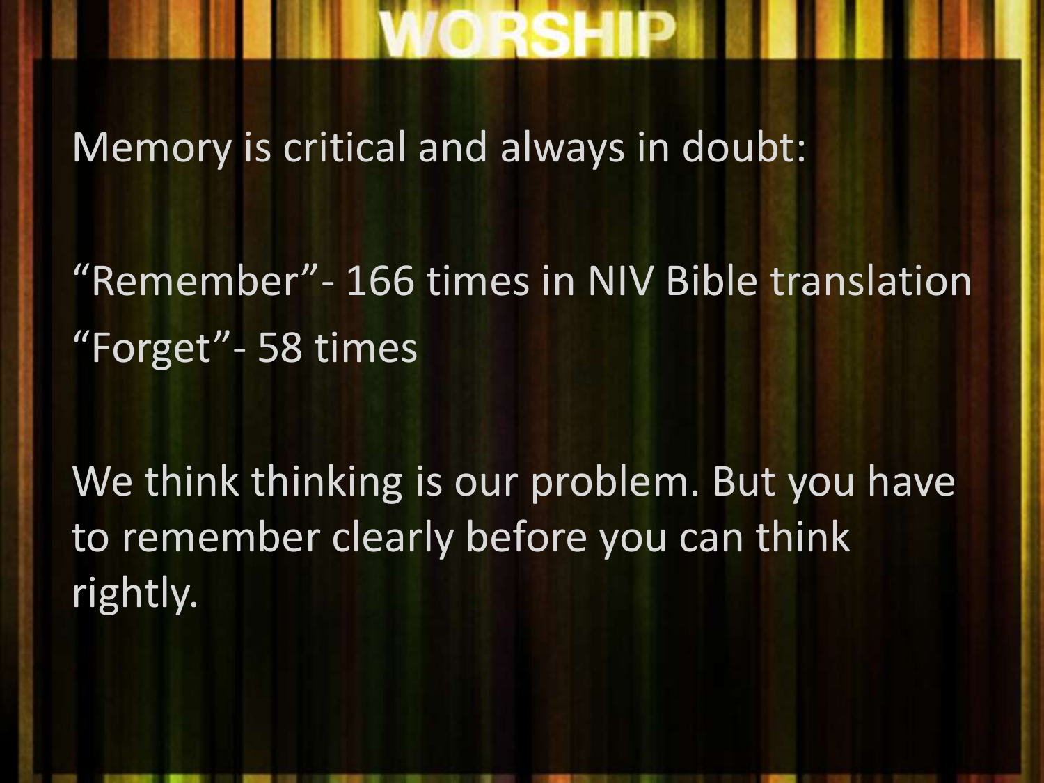# WORSHIP

Memory is critical and always in doubt:

“Remember”- 166 times in NIV Bible translation
“Forget”- 58 times

We think thinking is our problem. But you have to remember clearly before you can think rightly.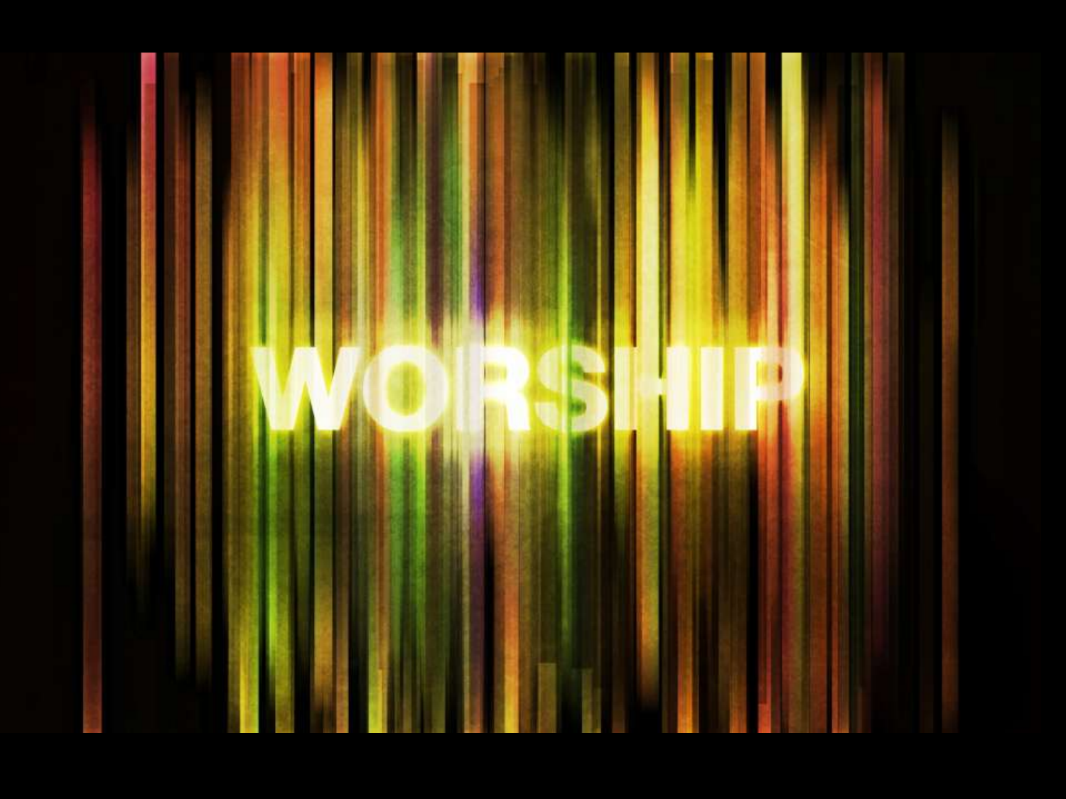# WORSHIP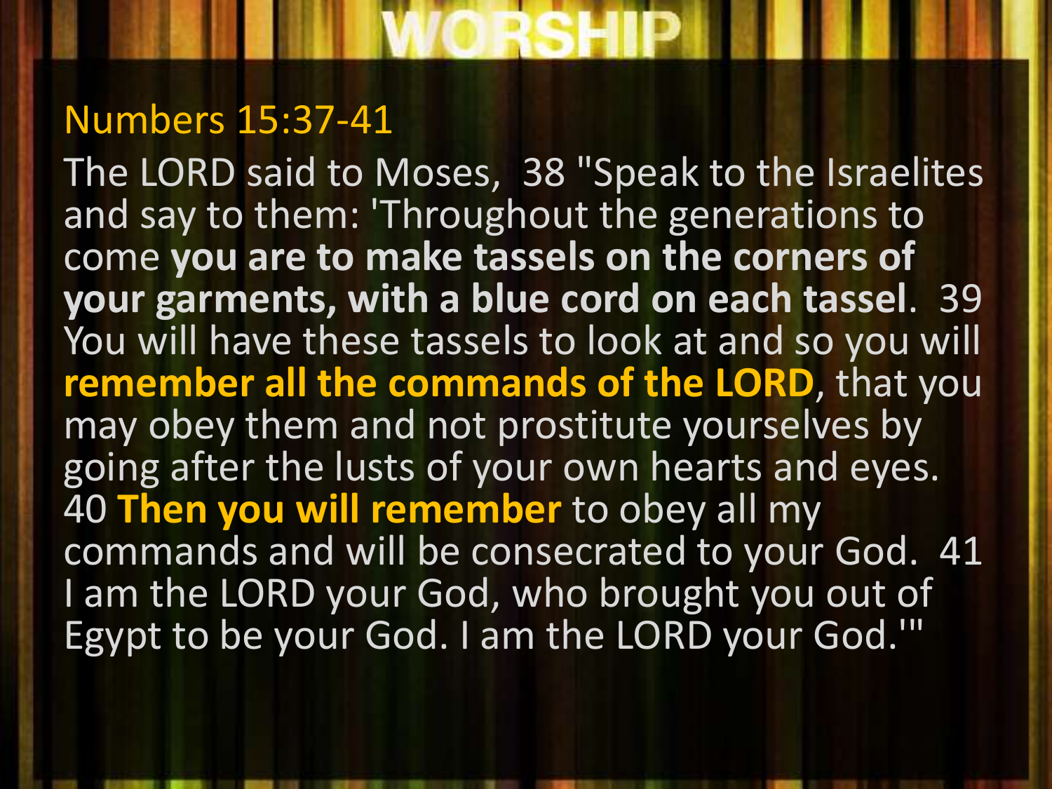# WORSHIP

## Numbers 15:37-41

The LORD said to Moses, 38 "Speak to the Israelites and say to them: 'Throughout the generations to come **you are to make tassels on the corners of your garments, with a blue cord on each tassel**. 39 You will have these tassels to look at and so you will **remember all the commands of the LORD**, that you may obey them and not prostitute yourselves by going after the lusts of your own hearts and eyes. 40 **Then you will remember** to obey all my commands and will be consecrated to your God. 41 I am the LORD your God, who brought you out of Egypt to be your God. I am the LORD your God.'"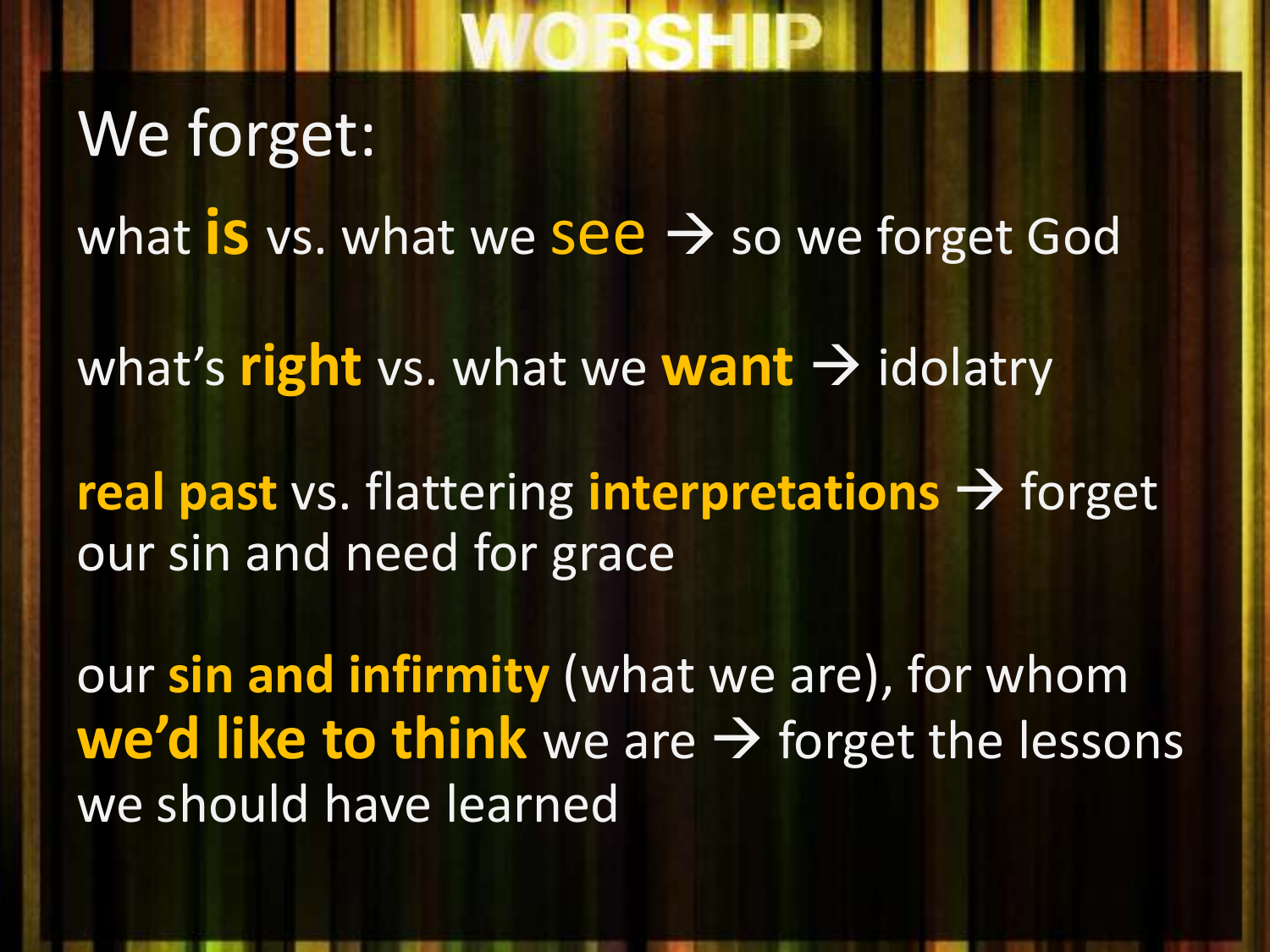# We forget:

what **is** vs. what we **see** → so we forget God

what's **right** vs. what we **want** → idolatry

**real past** vs. flattering **interpretations** → forget our sin and need for grace

our **sin and infirmity** (what we are), for whom **we'd like to think** we are → forget the lessons we should have learned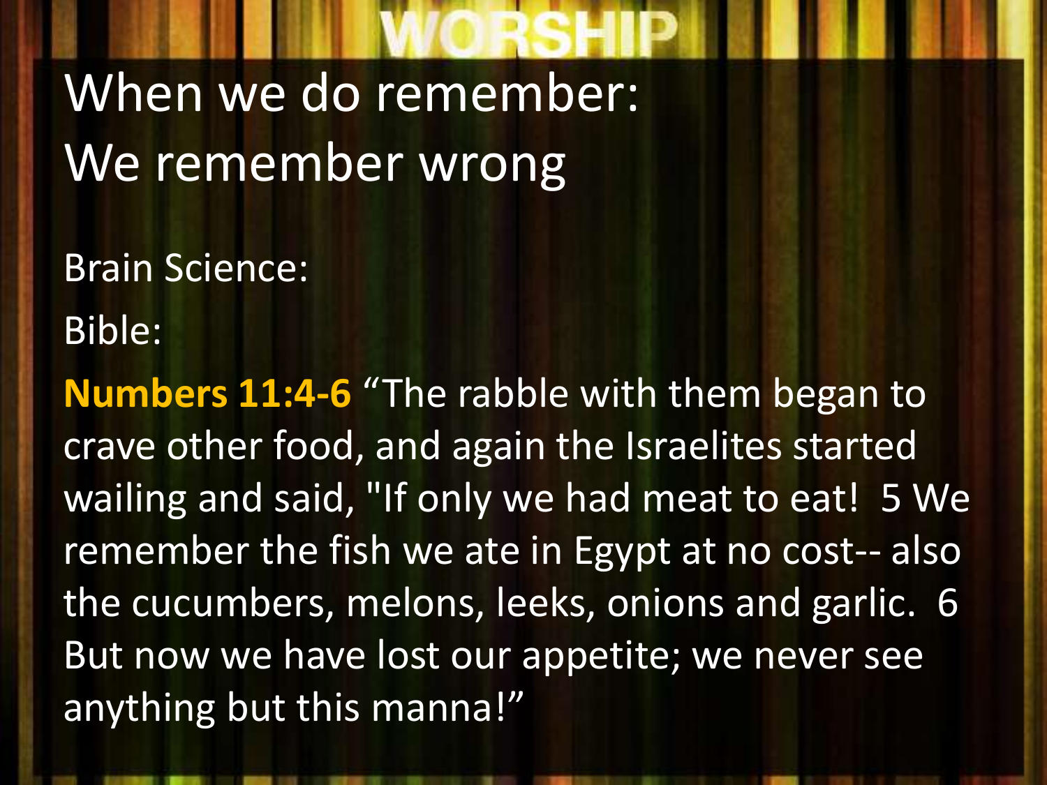# When we do remember:
# We remember wrong

Brain Science:

Bible:

**Numbers 11:4-6** “The rabble with them began to crave other food, and again the Israelites started wailing and said, "If only we had meat to eat! 5 We remember the fish we ate in Egypt at no cost-- also the cucumbers, melons, leeks, onions and garlic. 6 But now we have lost our appetite; we never see anything but this manna!”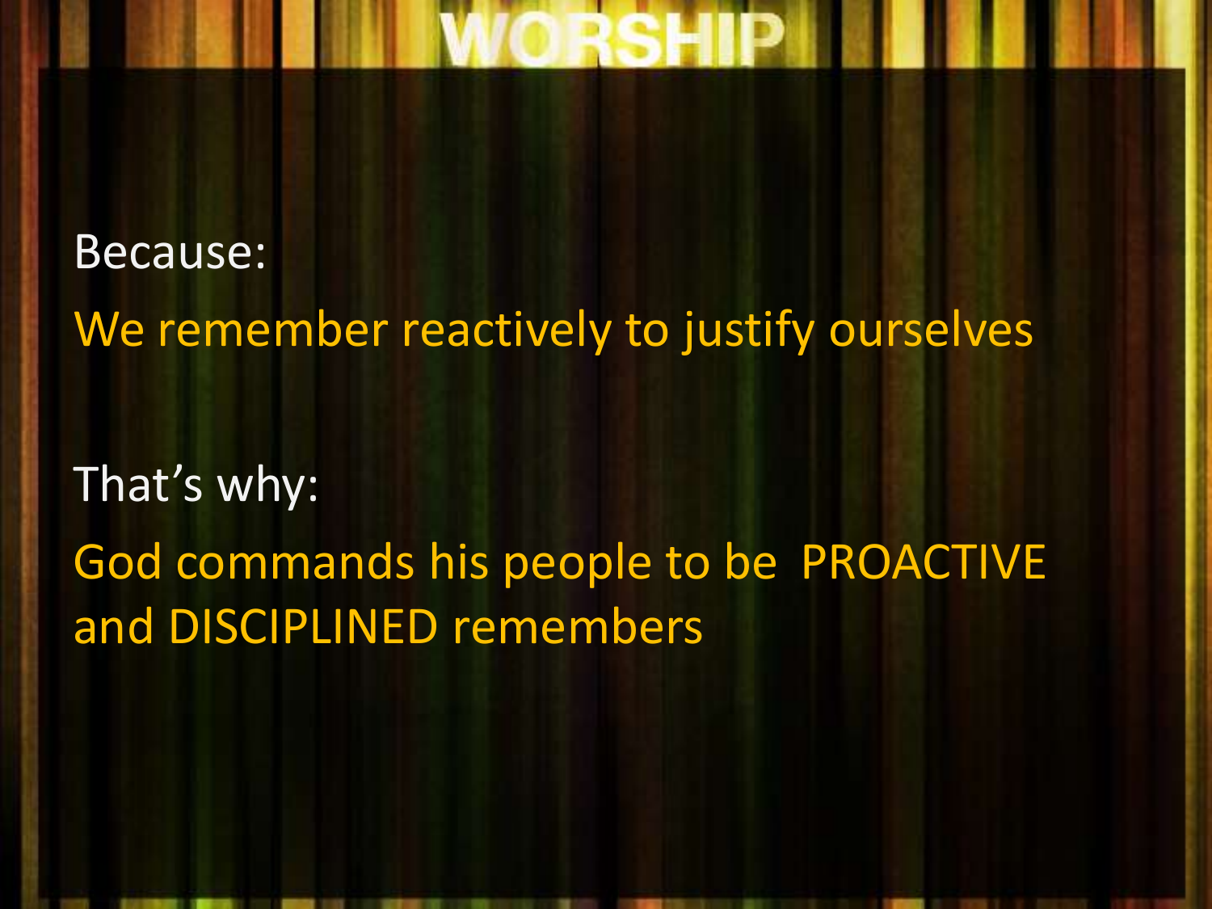# WORSHIP

Because:

We remember reactively to justify ourselves

That's why:

God commands his people to be PROACTIVE and DISCIPLINED remembers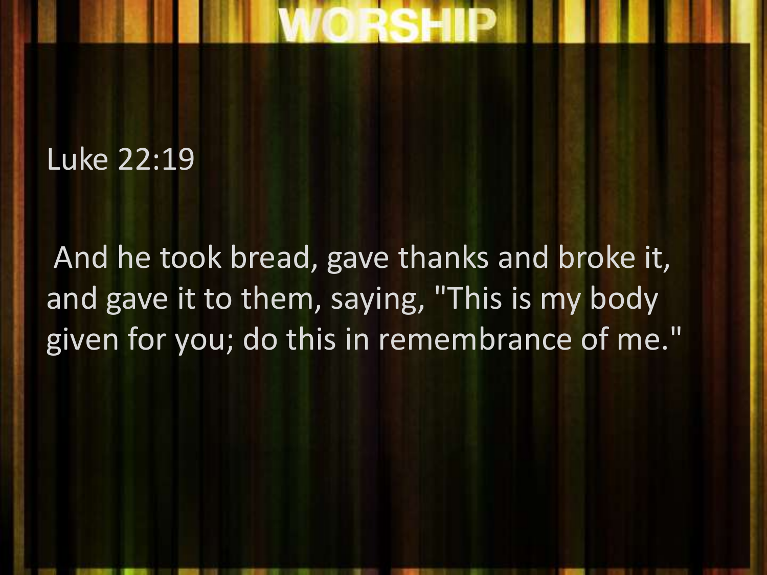# WORSHIP

Luke 22:19

And he took bread, gave thanks and broke it, and gave it to them, saying, "This is my body given for you; do this in remembrance of me."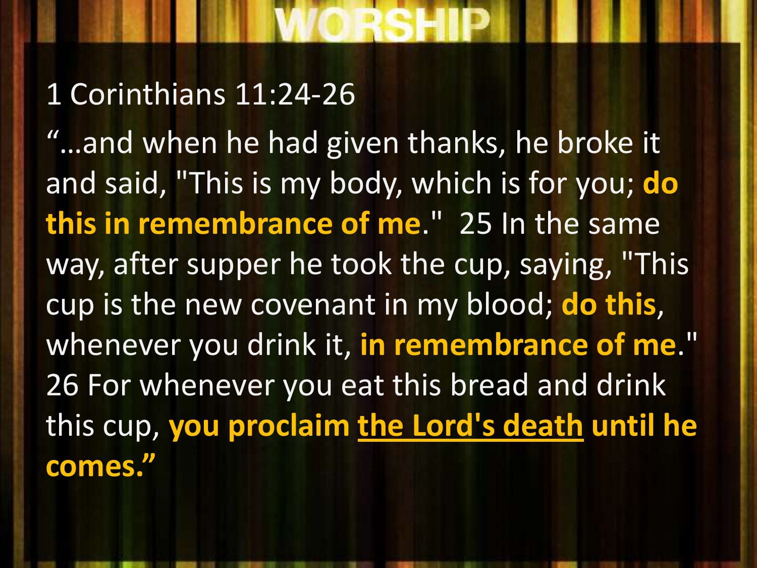# WORSHIP

1 Corinthians 11:24-26

"…and when he had given thanks, he broke it and said, "This is my body, which is for you; **do this in remembrance of me**." 25 In the same way, after supper he took the cup, saying, "This cup is the new covenant in my blood; **do this**, whenever you drink it, **in remembrance of me**." 26 For whenever you eat this bread and drink this cup, **you proclaim <u>the Lord's death</u> until he comes."**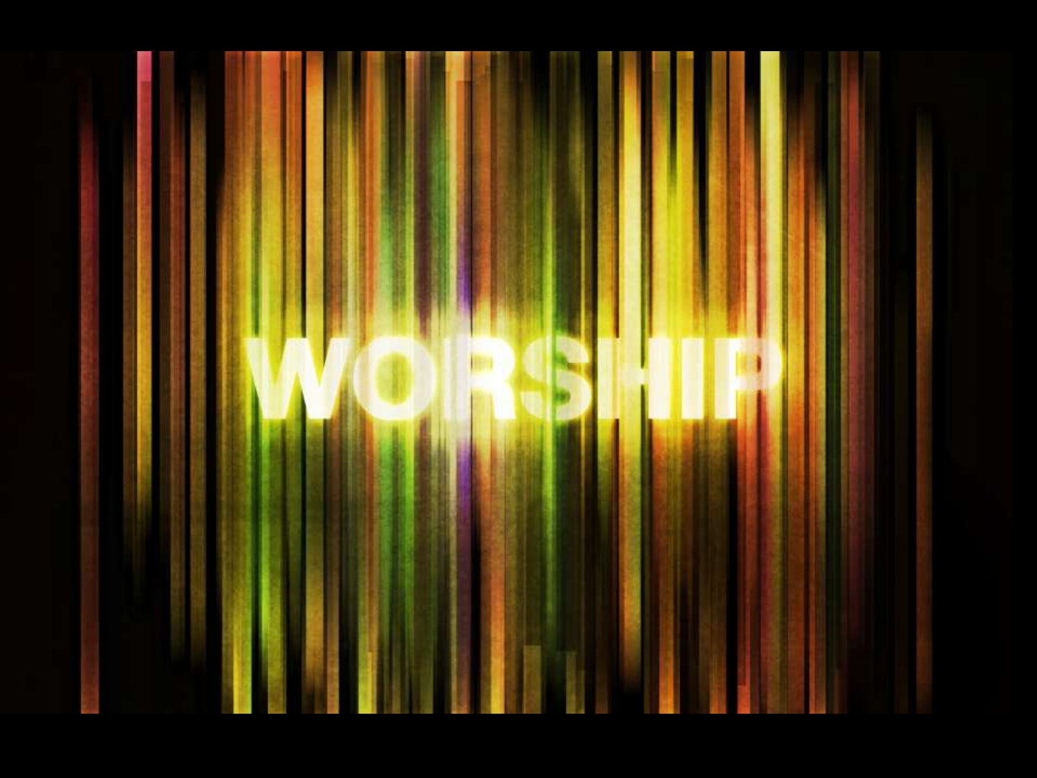WORSHIP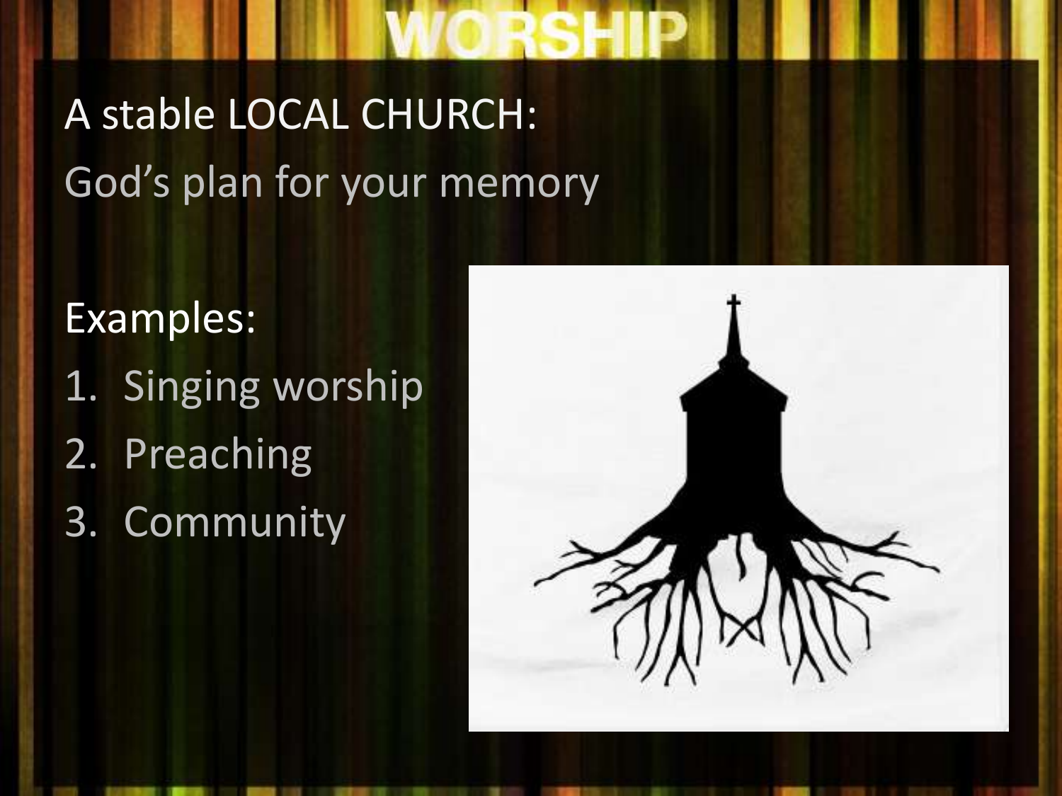# WORSHIP

A stable LOCAL CHURCH:

God's plan for your memory

Examples:

1. Singing worship
2. Preaching
3. Community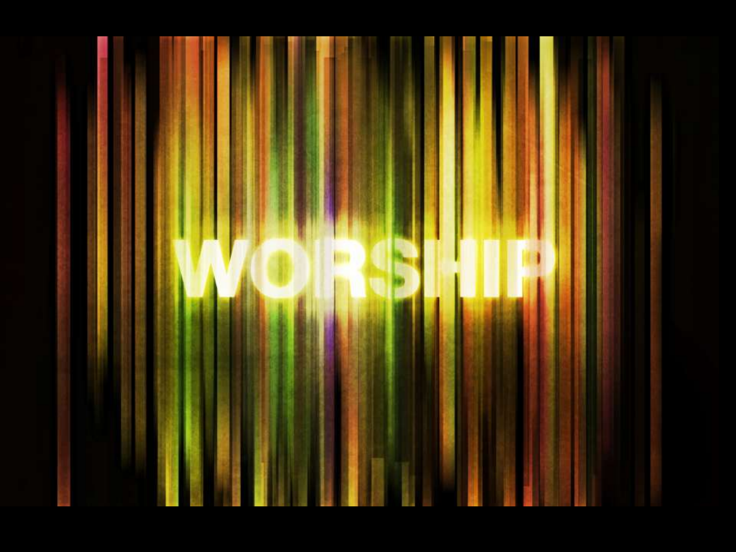# WORSHIP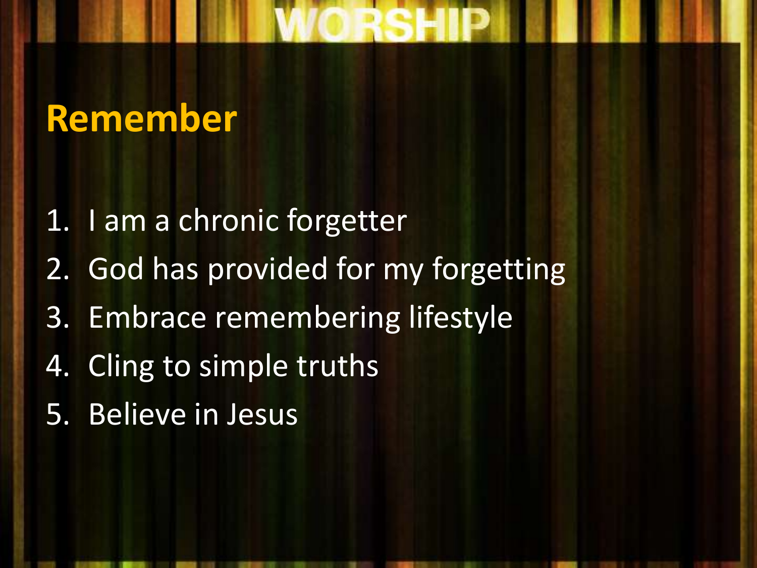# Remember

1. I am a chronic forgetter
2. God has provided for my forgetting
3. Embrace remembering lifestyle
4. Cling to simple truths
5. Believe in Jesus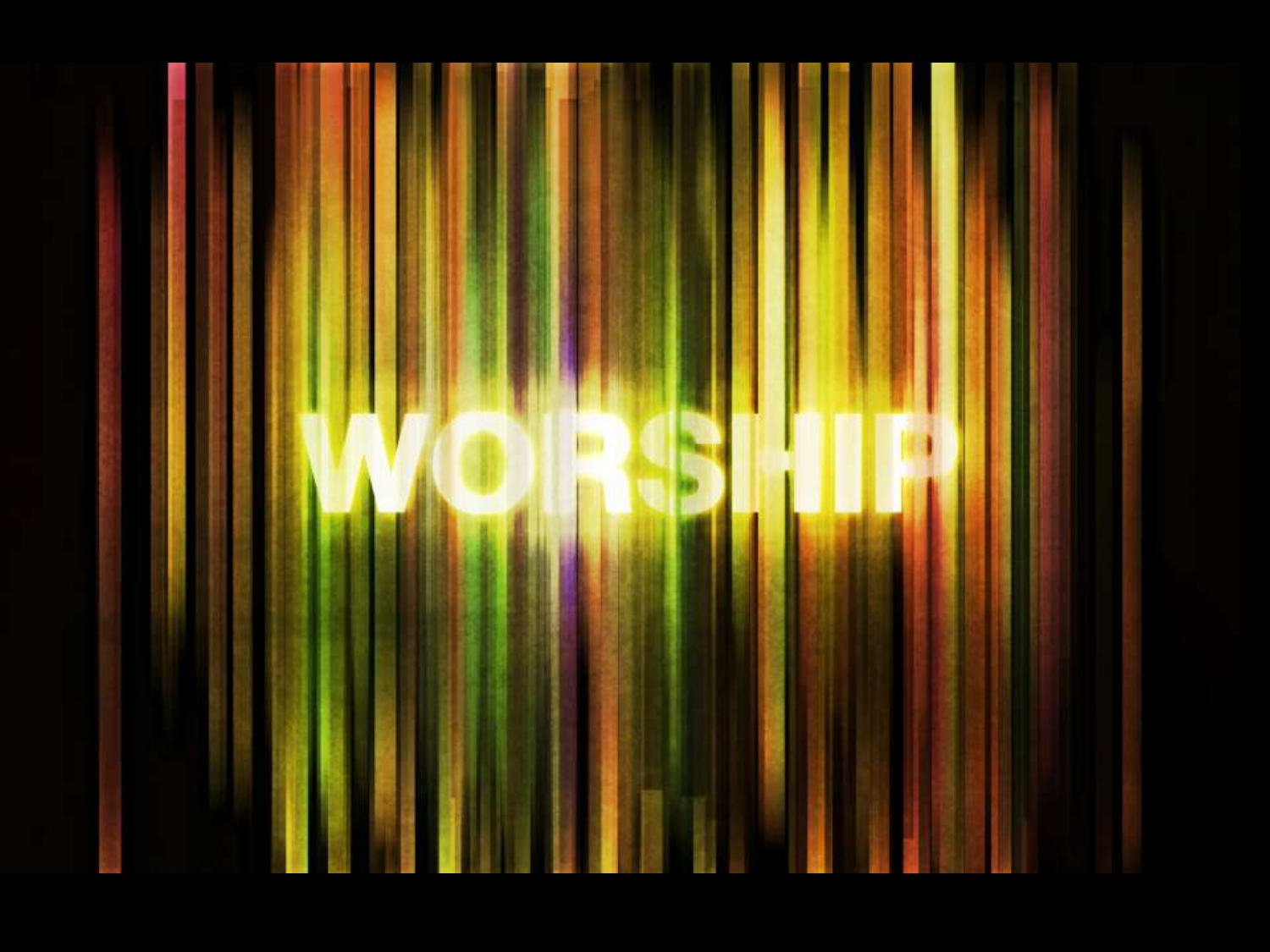# WORSHIP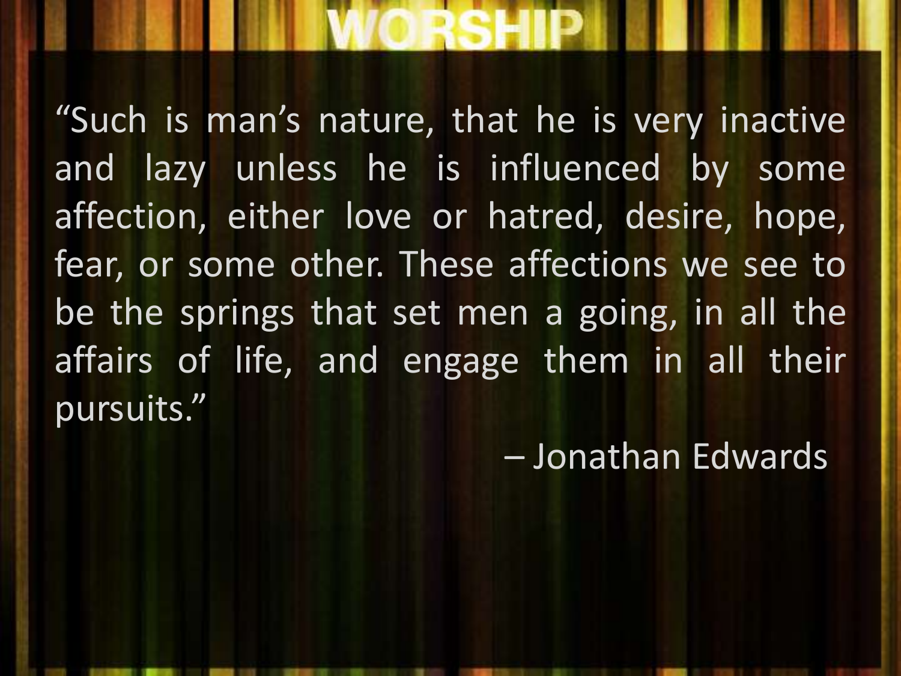# WORSHIP

"Such is man's nature, that he is very inactive and lazy unless he is influenced by some affection, either love or hatred, desire, hope, fear, or some other. These affections we see to be the springs that set men a going, in all the affairs of life, and engage them in all their pursuits."

– Jonathan Edwards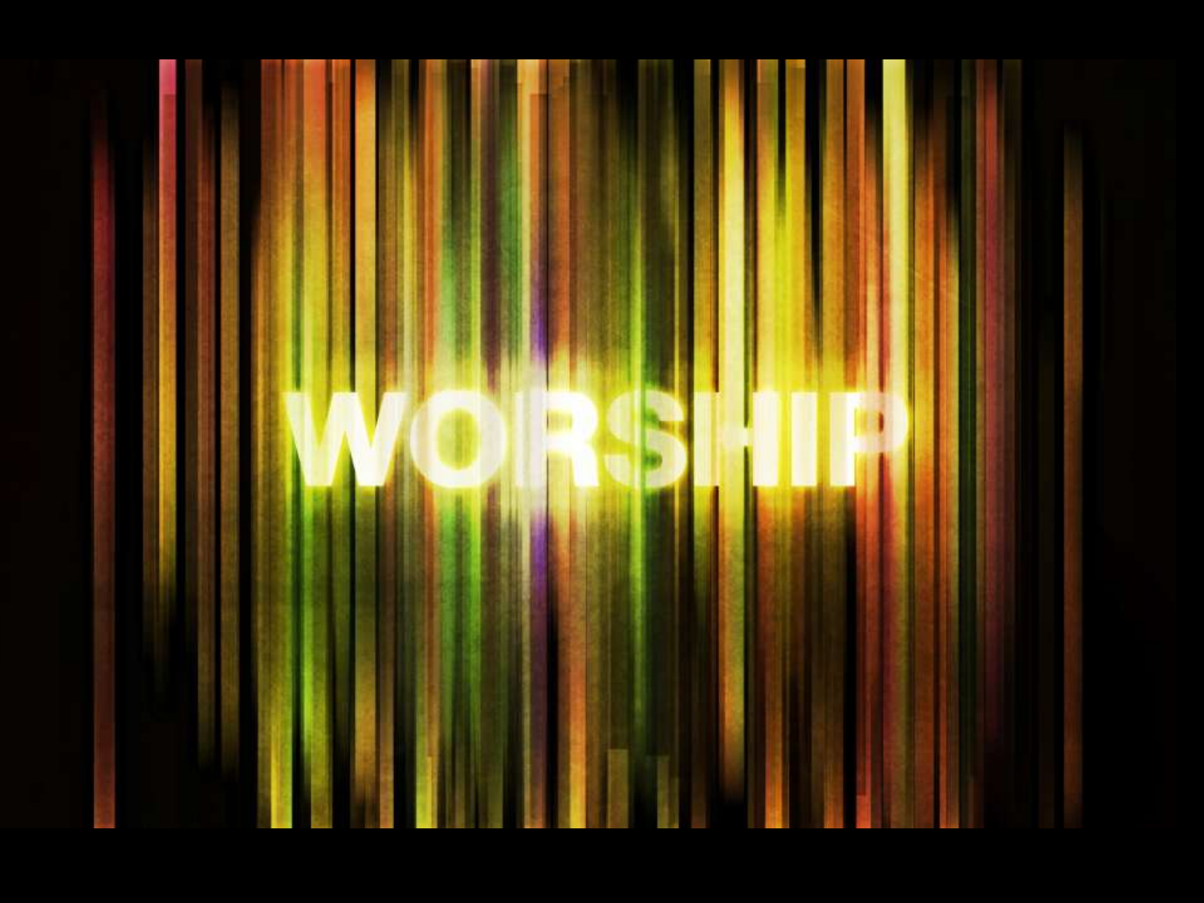# WORSHIP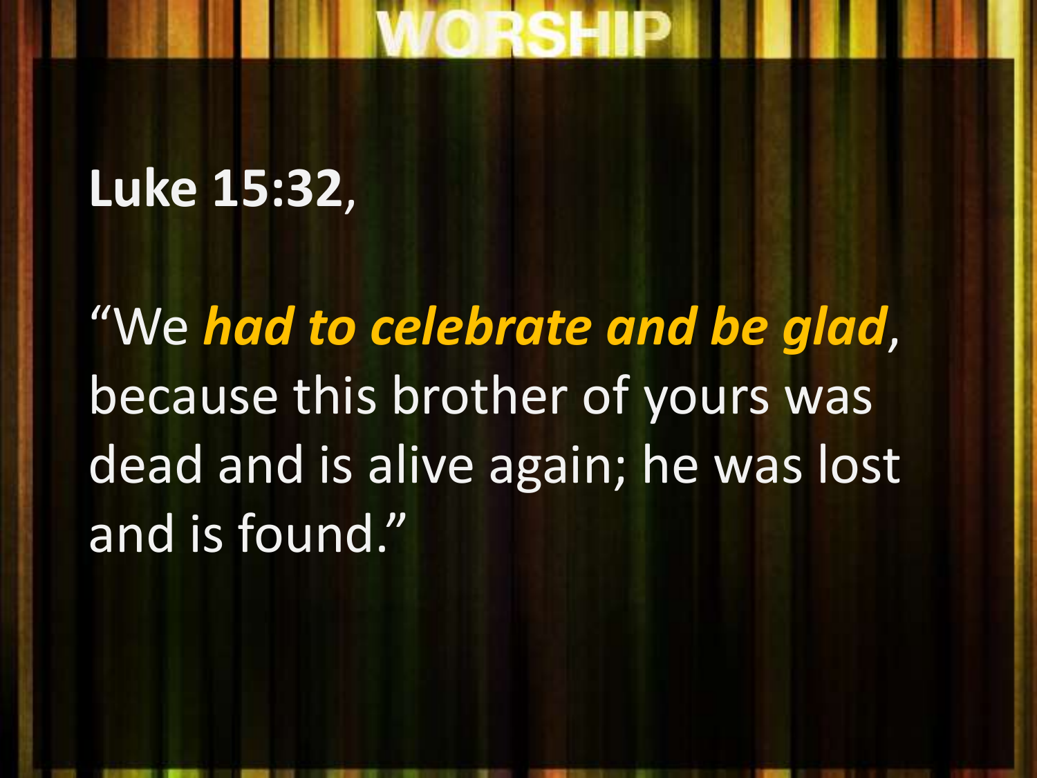WORSHIP

**Luke 15:32**,

“We ***had to celebrate and be glad***, because this brother of yours was dead and is alive again; he was lost and is found.”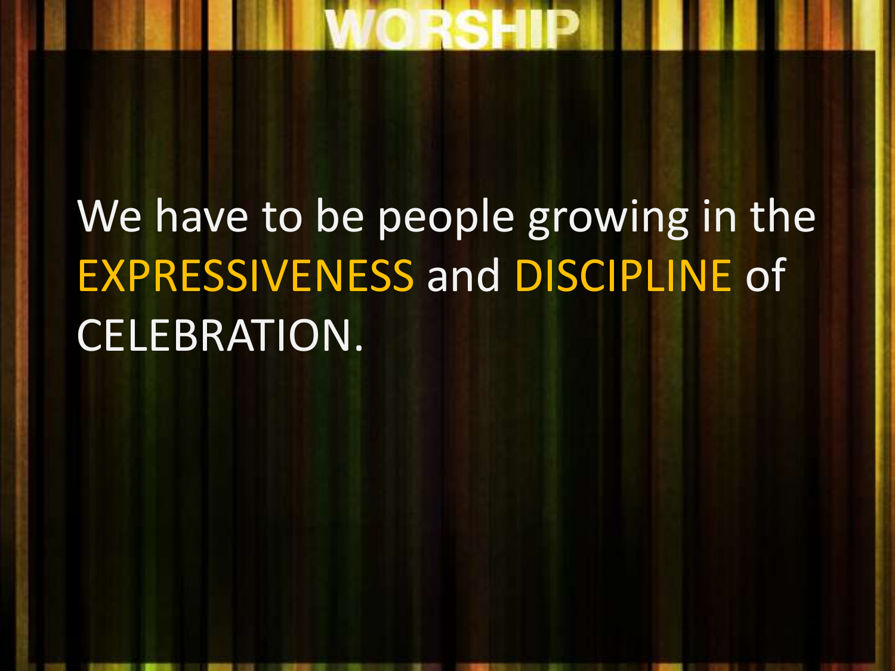# WORSHIP

We have to be people growing in the EXPRESSIVENESS and DISCIPLINE of CELEBRATION.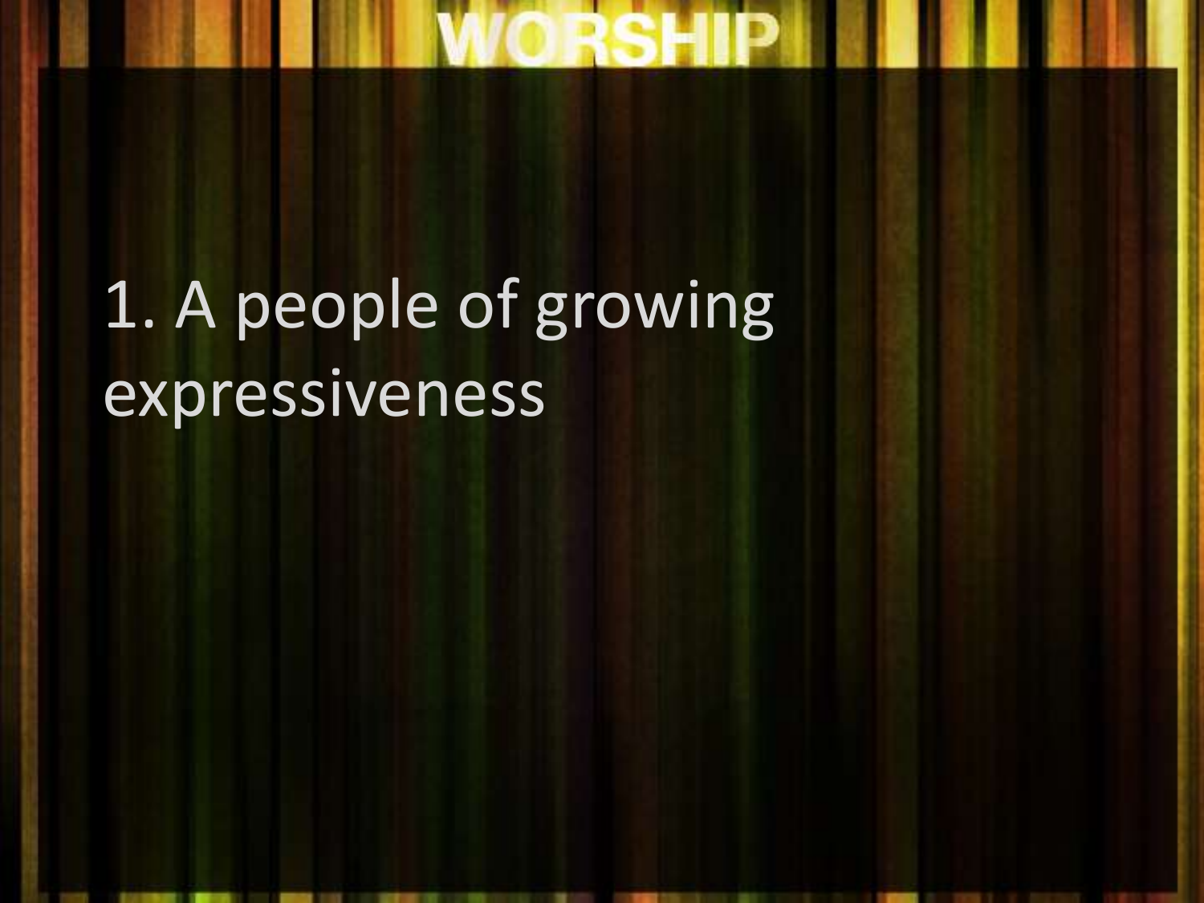WORSHIP

1. A people of growing expressiveness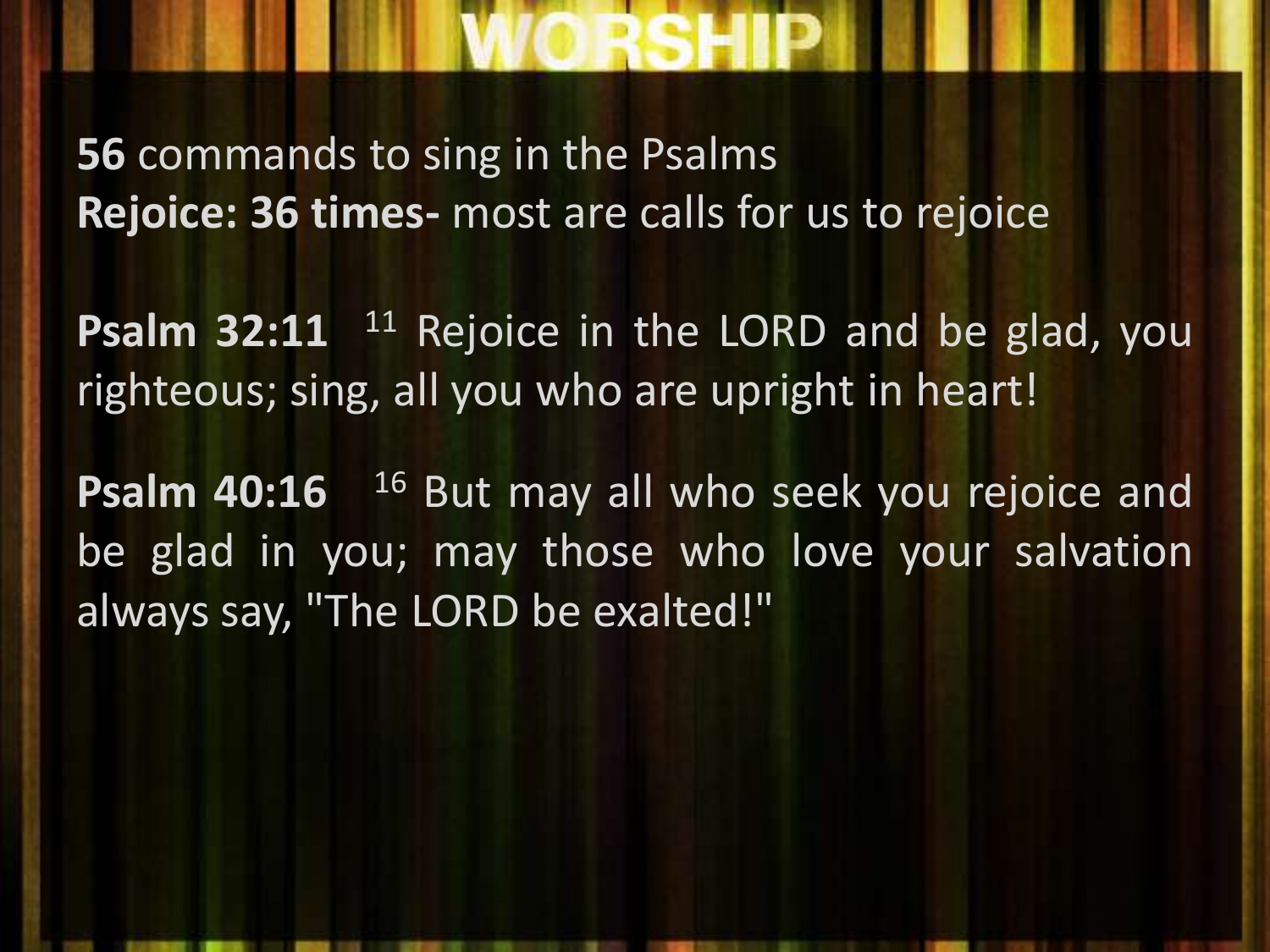# WORSHIP

**56** commands to sing in the Psalms
**Rejoice: 36 times-** most are calls for us to rejoice

**Psalm 32:11** [11] Rejoice in the LORD and be glad, you righteous; sing, all you who are upright in heart!

**Psalm 40:16** [16] But may all who seek you rejoice and be glad in you; may those who love your salvation always say, "The LORD be exalted!"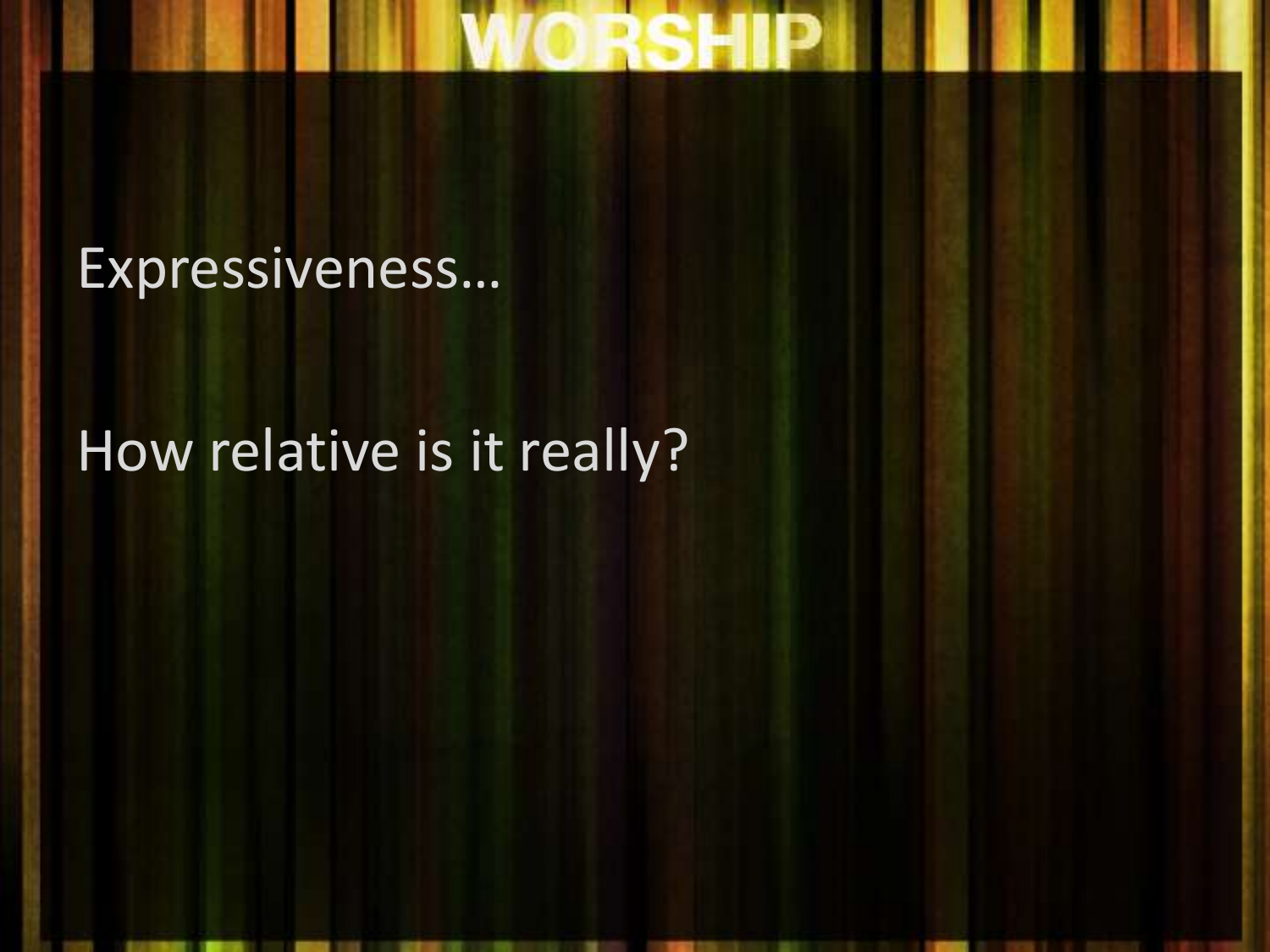Expressiveness…

How relative is it really?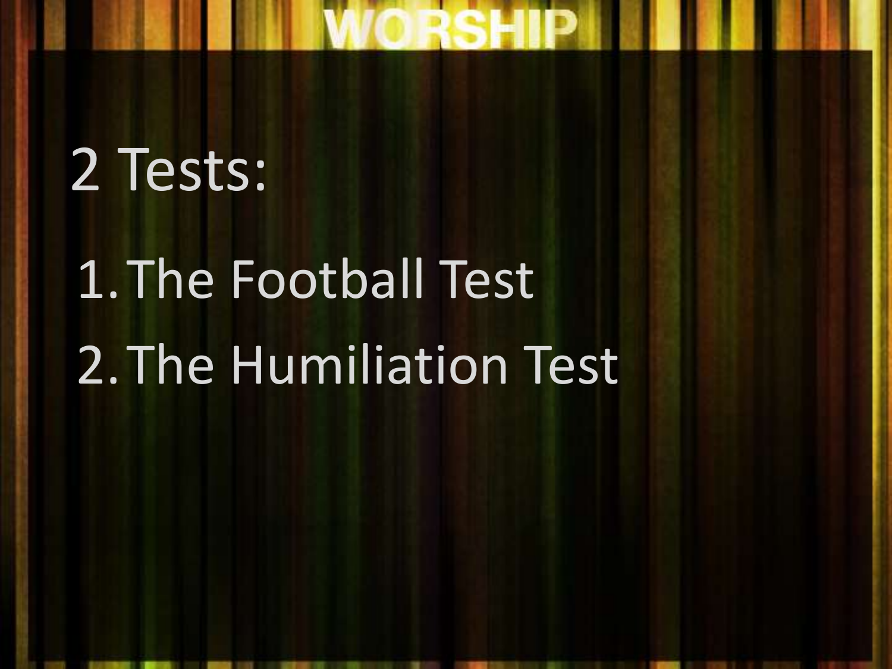# 2 Tests:

1. The Football Test
2. The Humiliation Test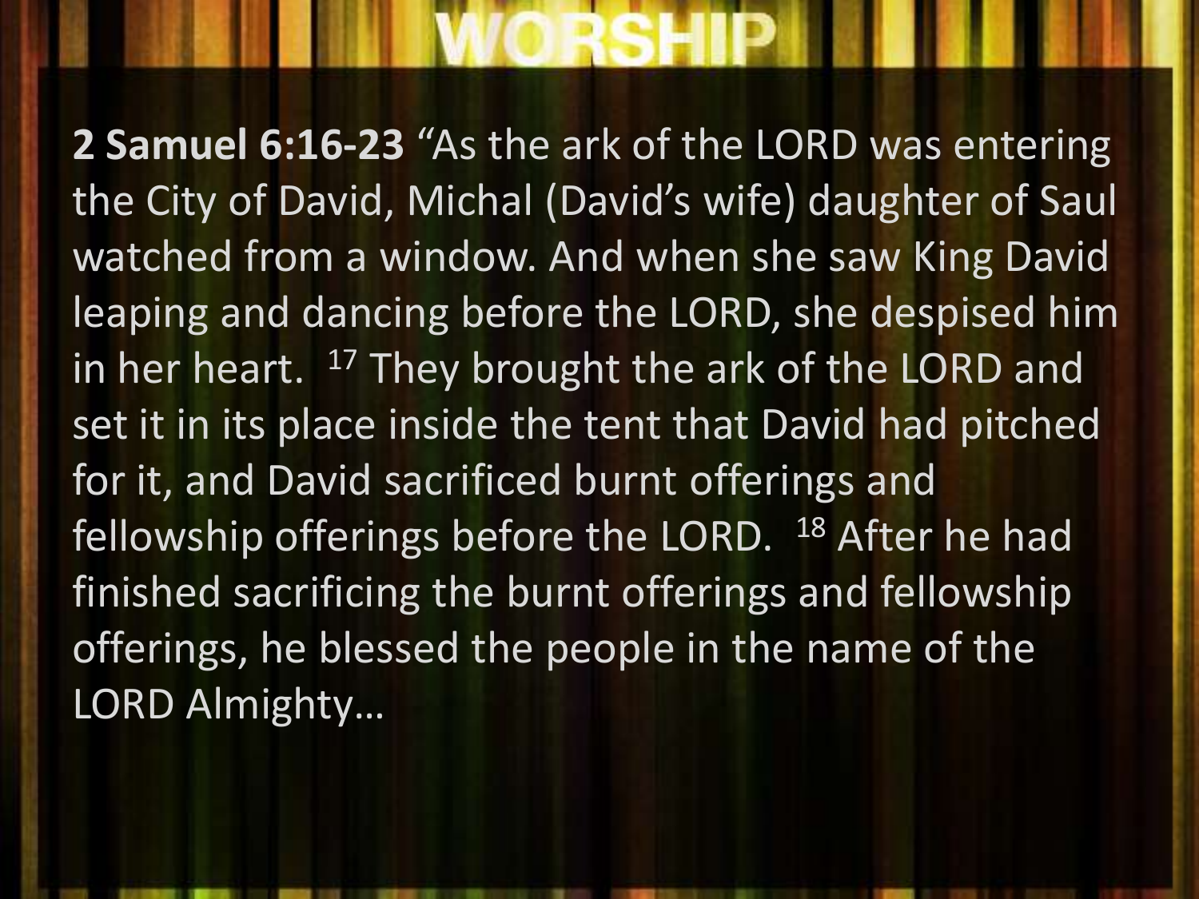# WORSHIP

**2 Samuel 6:16-23** "As the ark of the LORD was entering the City of David, Michal (David's wife) daughter of Saul watched from a window. And when she saw King David leaping and dancing before the LORD, she despised him in her heart. [17] They brought the ark of the LORD and set it in its place inside the tent that David had pitched for it, and David sacrificed burnt offerings and fellowship offerings before the LORD. [18] After he had finished sacrificing the burnt offerings and fellowship offerings, he blessed the people in the name of the LORD Almighty…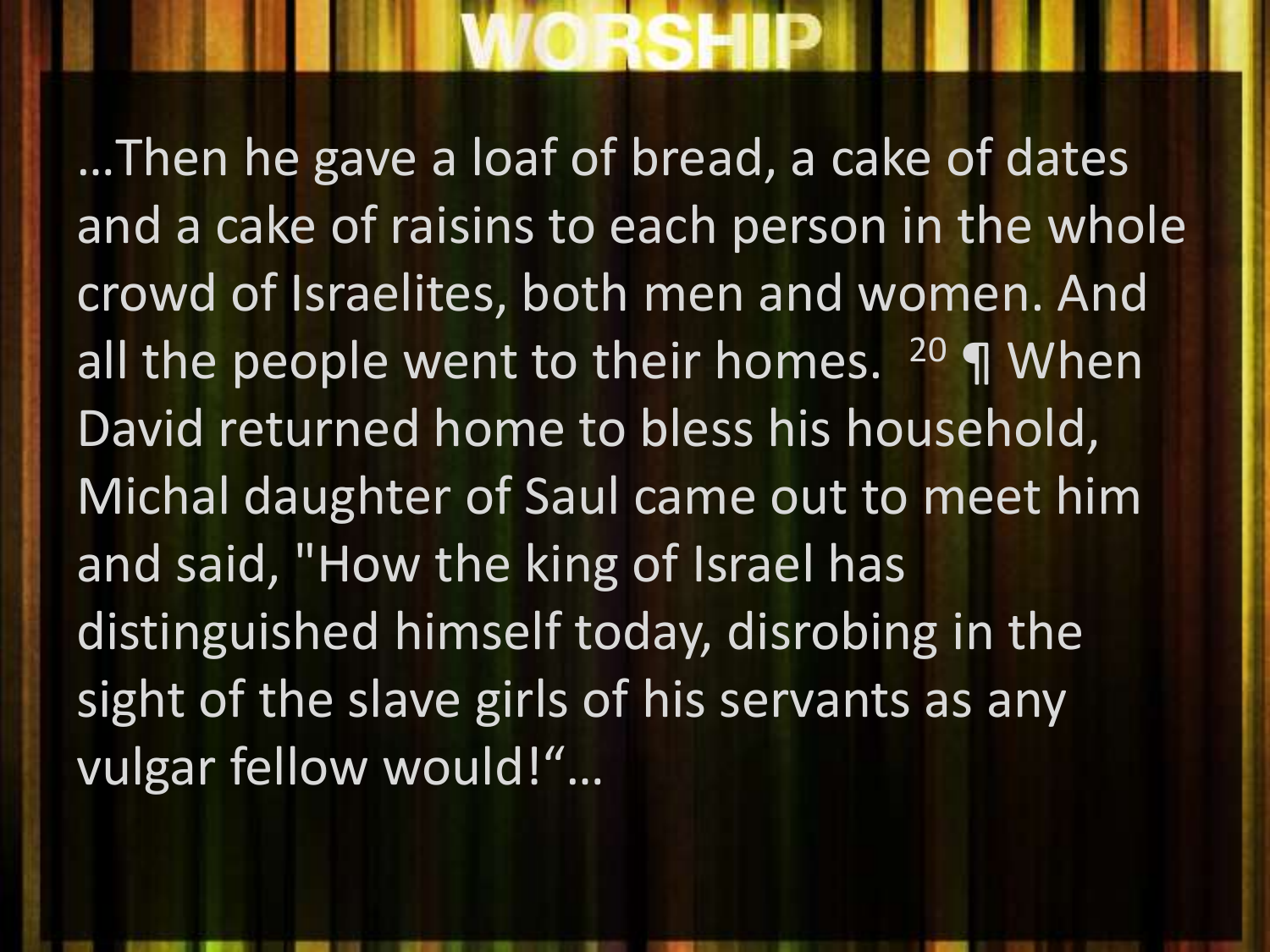# WORSHIP

…Then he gave a loaf of bread, a cake of dates and a cake of raisins to each person in the whole crowd of Israelites, both men and women. And all the people went to their homes. [20] ¶ When David returned home to bless his household, Michal daughter of Saul came out to meet him and said, "How the king of Israel has distinguished himself today, disrobing in the sight of the slave girls of his servants as any vulgar fellow would!"…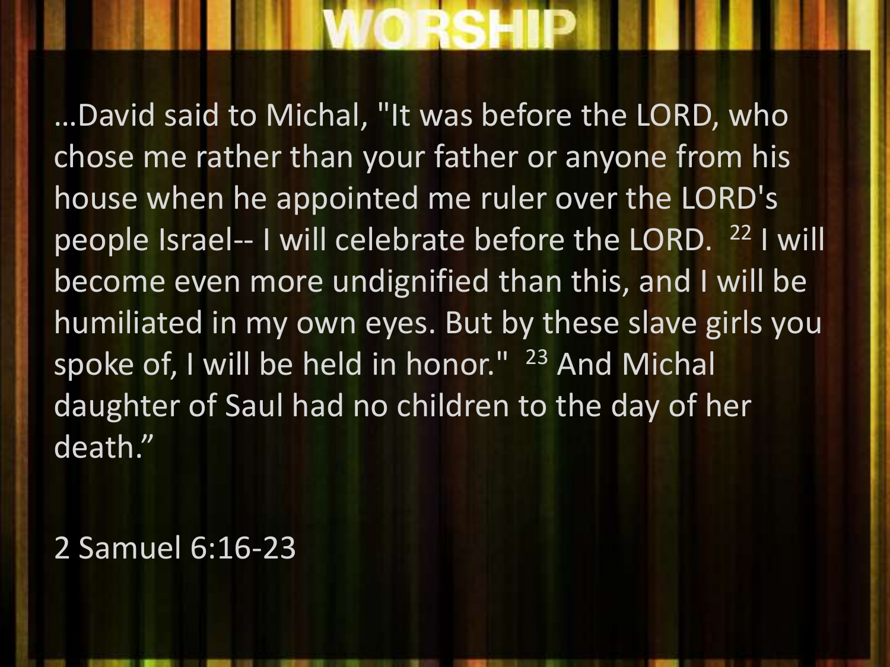# WORSHIP

…David said to Michal, "It was before the LORD, who chose me rather than your father or anyone from his house when he appointed me ruler over the LORD's people Israel-- I will celebrate before the LORD. [22] I will become even more undignified than this, and I will be humiliated in my own eyes. But by these slave girls you spoke of, I will be held in honor." [23] And Michal daughter of Saul had no children to the day of her death."

2 Samuel 6:16-23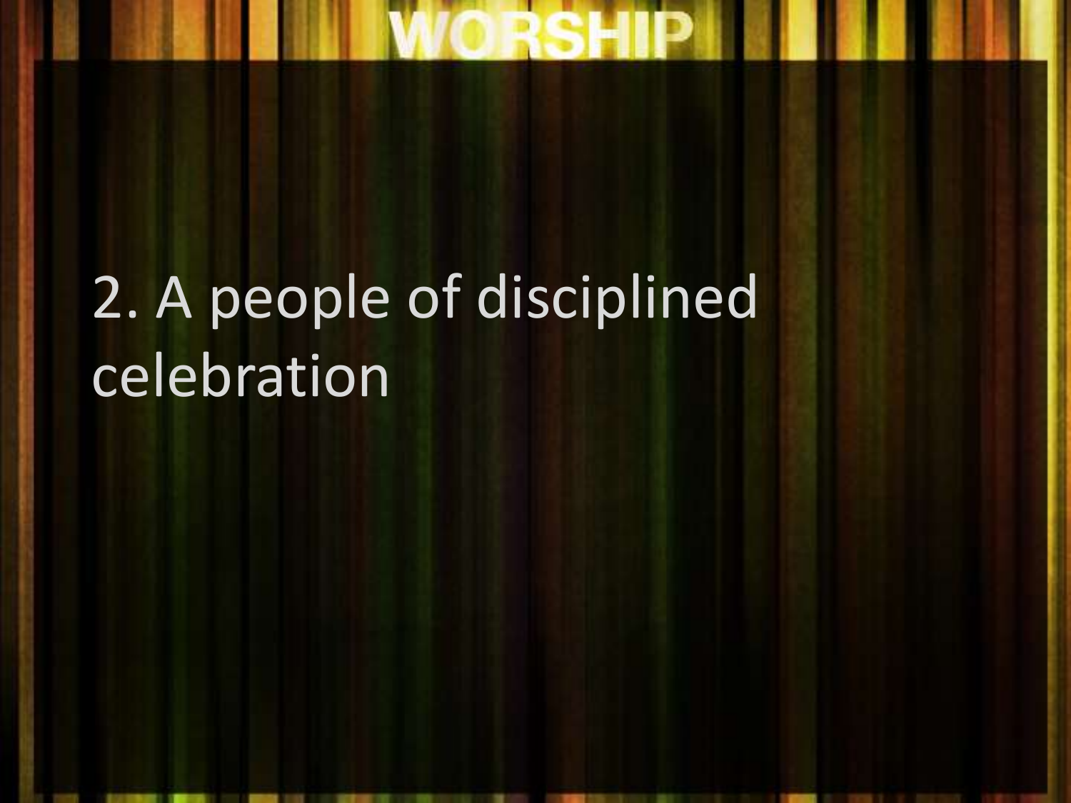WORSHIP

2. A people of disciplined celebration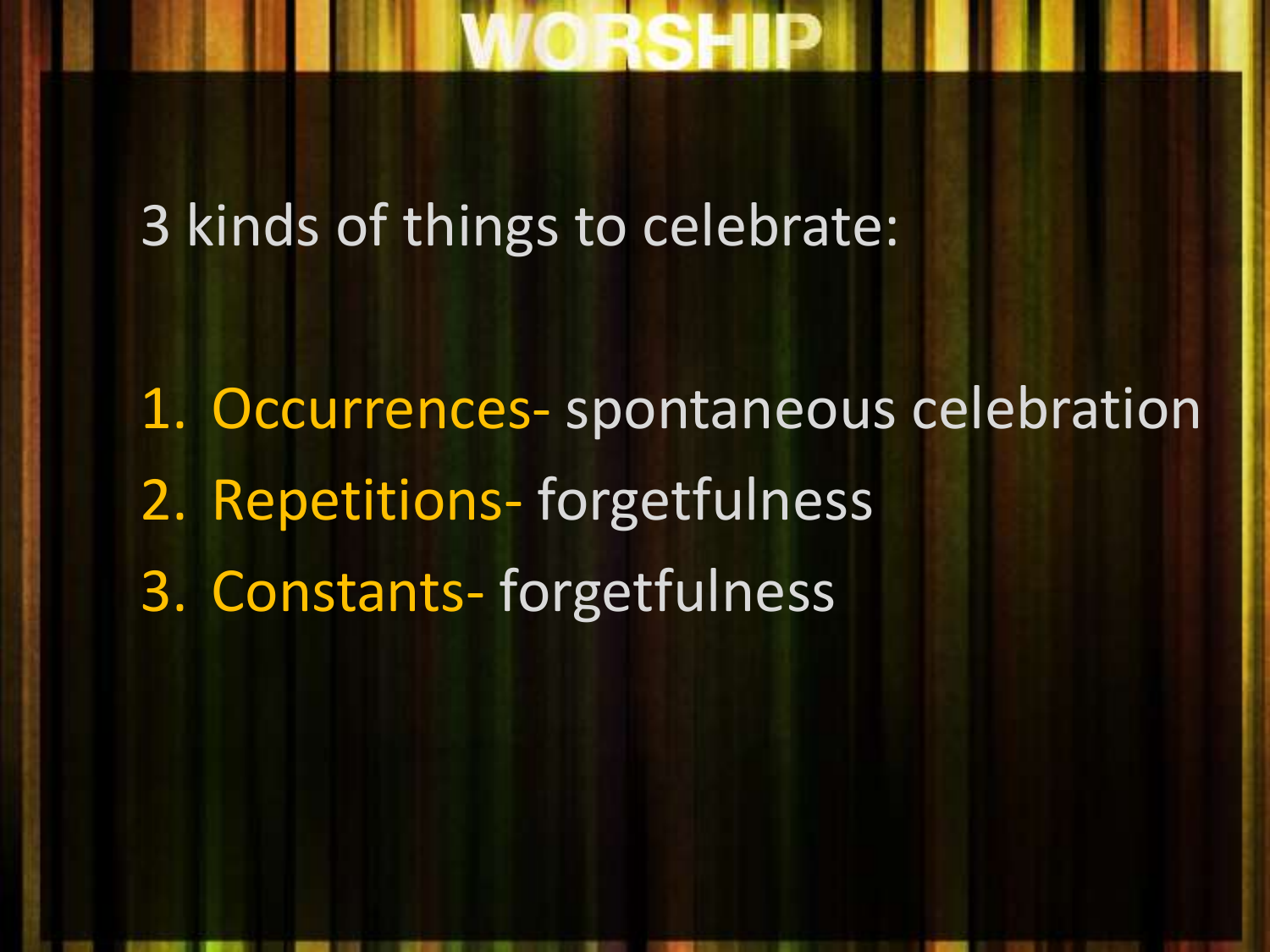# WORSHIP

3 kinds of things to celebrate:

1. Occurrences- spontaneous celebration
2. Repetitions- forgetfulness
3. Constants- forgetfulness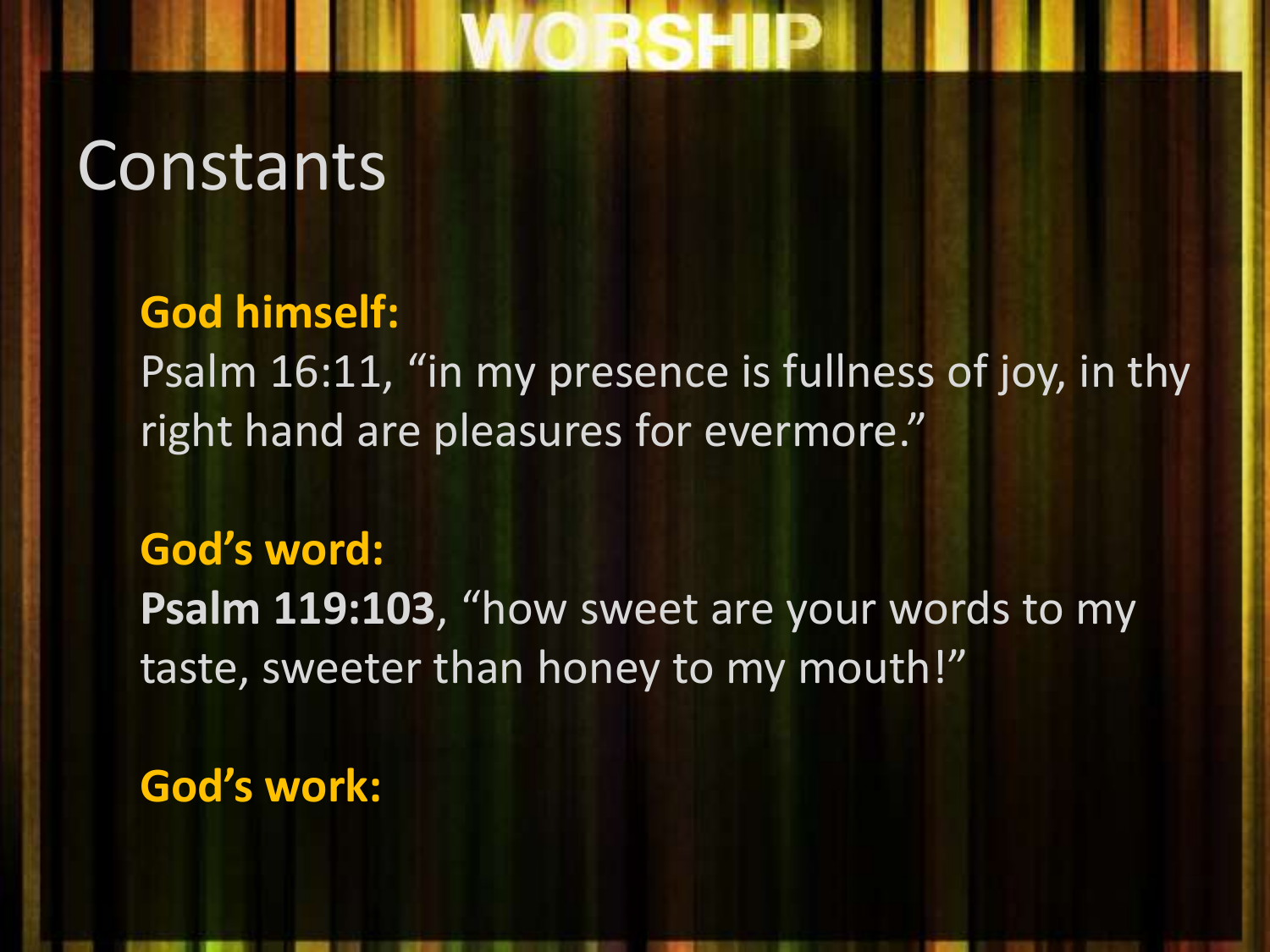# Constants

**God himself:**
Psalm 16:11, "in my presence is fullness of joy, in thy right hand are pleasures for evermore."

**God's word:**
**Psalm 119:103**, "how sweet are your words to my taste, sweeter than honey to my mouth!"

**God's work:**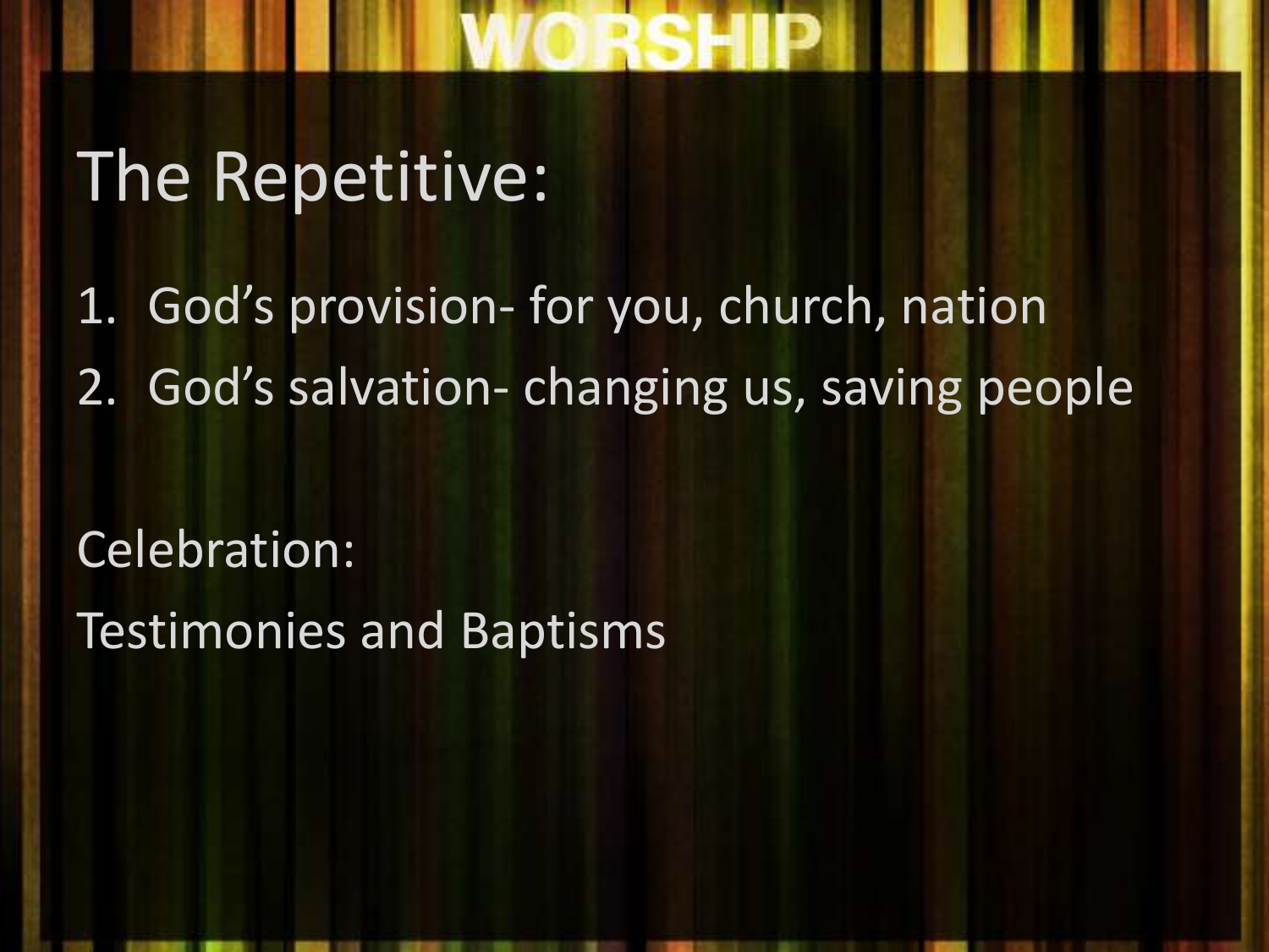WORSHIP

# The Repetitive:

1. God's provision- for you, church, nation
2. God's salvation- changing us, saving people

Celebration:

Testimonies and Baptisms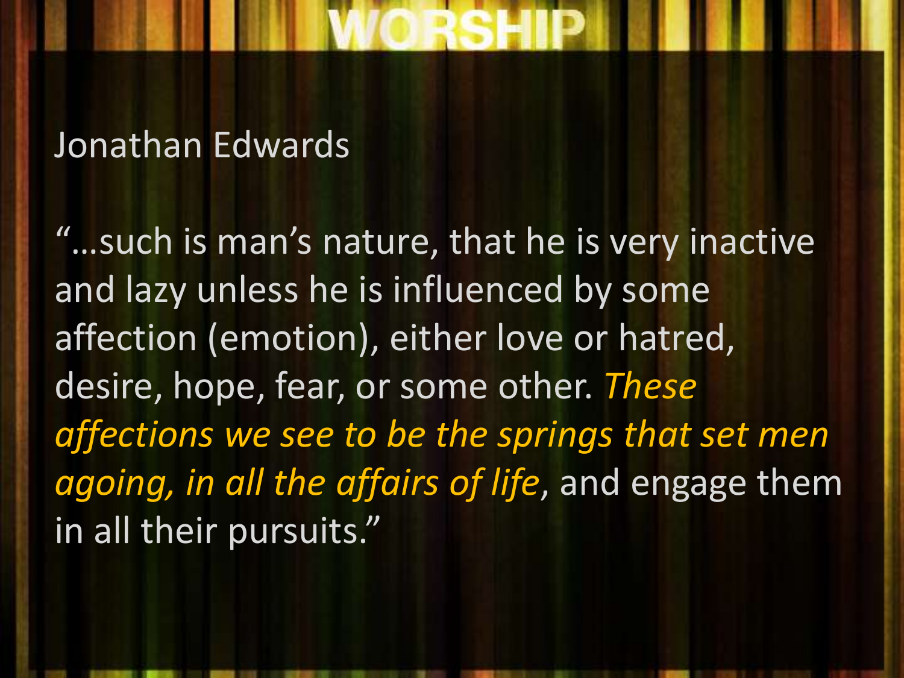# WORSHIP

Jonathan Edwards

"…such is man's nature, that he is very inactive and lazy unless he is influenced by some affection (emotion), either love or hatred, desire, hope, fear, or some other. *These affections we see to be the springs that set men agoing, in all the affairs of life*, and engage them in all their pursuits."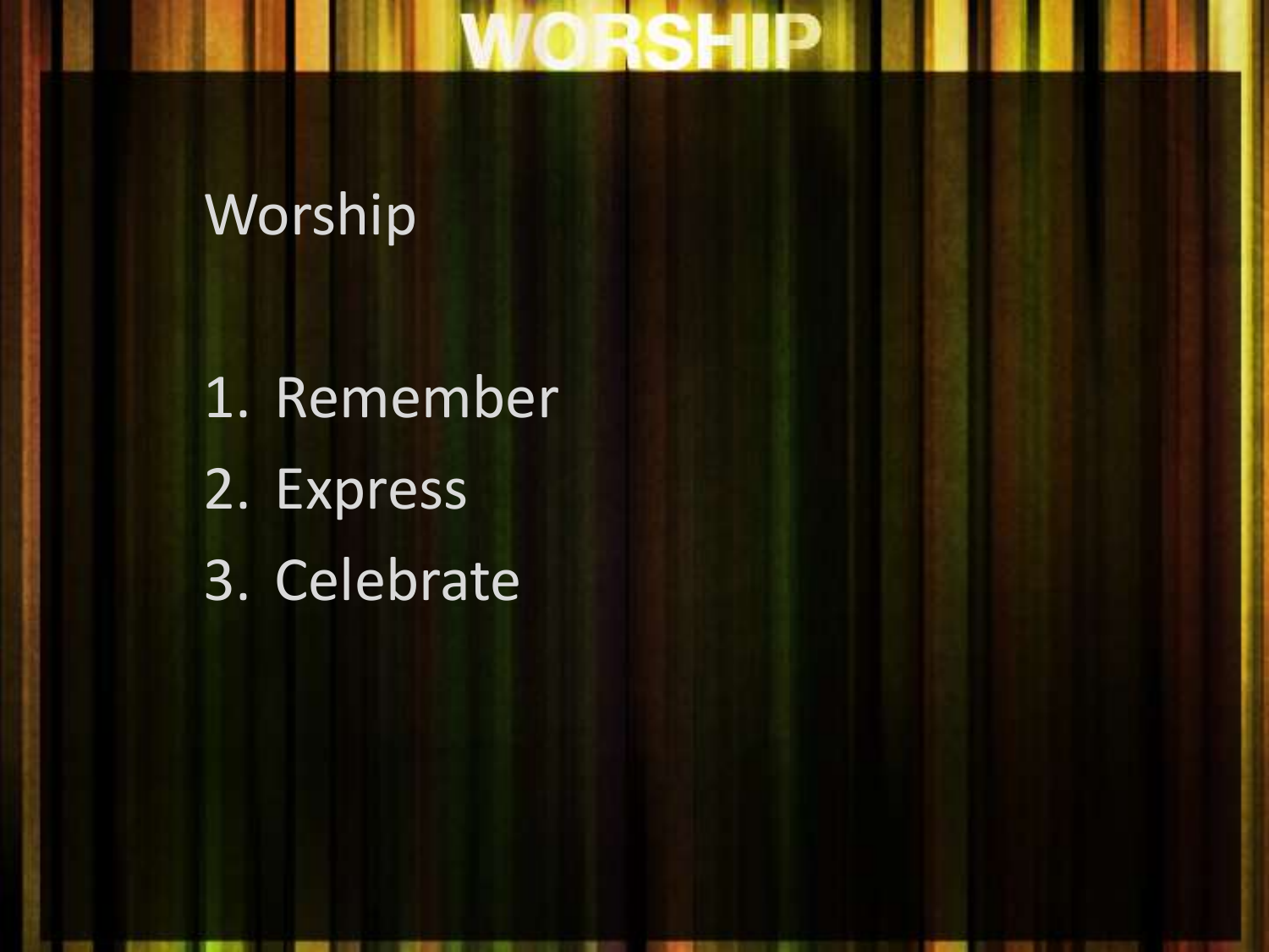Worship

1. Remember
2. Express
3. Celebrate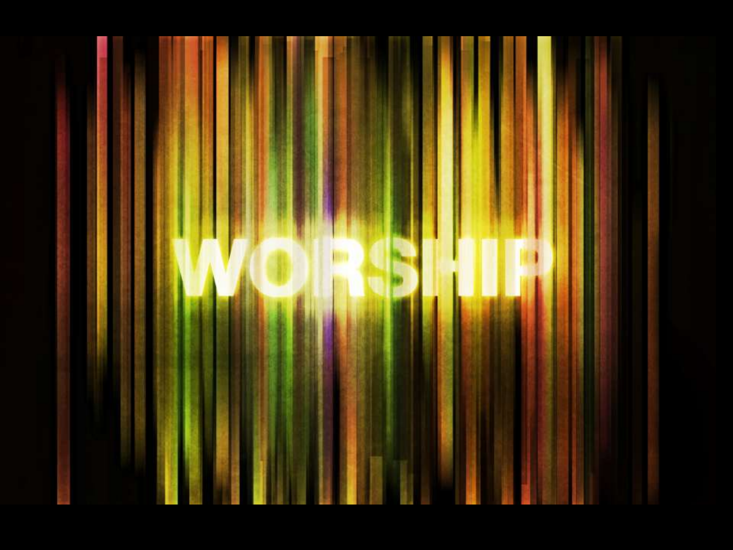WORSHIP